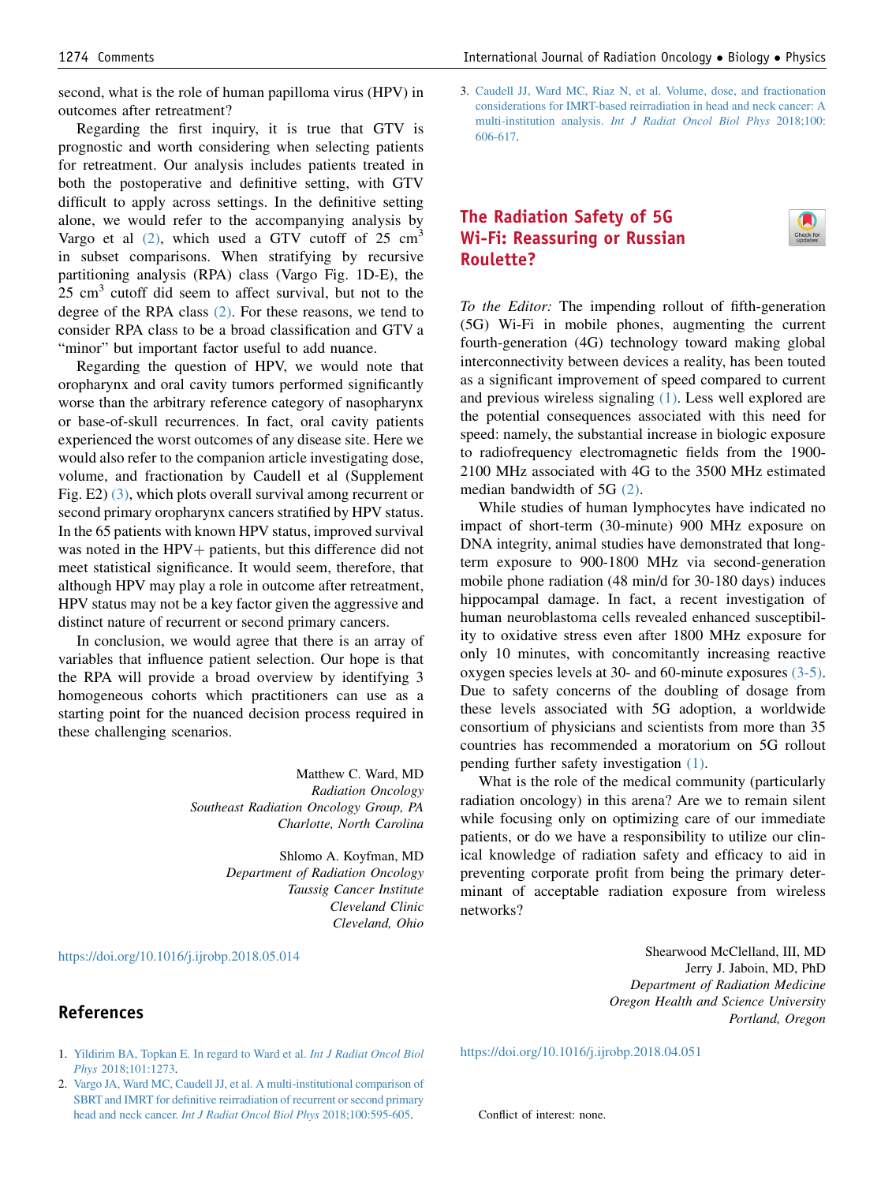second, what is the role of human papilloma virus (HPV) in outcomes after retreatment?

Regarding the first inquiry, it is true that GTV is prognostic and worth considering when selecting patients for retreatment. Our analysis includes patients treated in both the postoperative and definitive setting, with GTV difficult to apply across settings. In the definitive setting alone, we would refer to the accompanying analysis by Vargo et al (2), which used a GTV cutoff of 25 $cm^3$ in subset comparisons. When stratifying by recursive partitioning analysis (RPA) class (Vargo Fig. 1D-E), the 25 $cm^3$ cutoff did seem to affect survival, but not to the degree of the RPA class (2). For these reasons, we tend to consider RPA class to be a broad classification and GTV a "minor" but important factor useful to add nuance.

Regarding the question of HPV, we would note that oropharynx and oral cavity tumors performed significantly worse than the arbitrary reference category of nasopharynx or base-of-skull recurrences. In fact, oral cavity patients experienced the worst outcomes of any disease site. Here we would also refer to the companion article investigating dose, volume, and fractionation by Caudell et al (Supplement Fig. E2) (3), which plots overall survival among recurrent or second primary oropharynx cancers stratified by HPV status. In the 65 patients with known HPV status, improved survival was noted in the HPV+ patients, but this difference did not meet statistical significance. It would seem, therefore, that although HPV may play a role in outcome after retreatment, HPV status may not be a key factor given the aggressive and distinct nature of recurrent or second primary cancers.

In conclusion, we would agree that there is an array of variables that influence patient selection. Our hope is that the RPA will provide a broad overview by identifying 3 homogeneous cohorts which practitioners can use as a starting point for the nuanced decision process required in these challenging scenarios.

Matthew C. Ward, MD
*Radiation Oncology*
*Southeast Radiation Oncology Group, PA*
*Charlotte, North Carolina*

Shlomo A. Koyfman, MD
*Department of Radiation Oncology*
*Taussig Cancer Institute*
*Cleveland Clinic*
*Cleveland, Ohio*

https://doi.org/10.1016/j.ijrobp.2018.05.014

## References

1. Yildirim BA, Topkan E. In regard to Ward et al. *Int J Radiat Oncol Biol Phys* 2018;101:1273.
2. Vargo JA, Ward MC, Caudell JJ, et al. A multi-institutional comparison of SBRT and IMRT for definitive reirradiation of recurrent or second primary head and neck cancer. *Int J Radiat Oncol Biol Phys* 2018;100:595-605.
3. Caudell JJ, Ward MC, Riaz N, et al. Volume, dose, and fractionation considerations for IMRT-based reirradiation in head and neck cancer: A multi-institution analysis. *Int J Radiat Oncol Biol Phys* 2018;100:606-617.

# The Radiation Safety of 5G Wi-Fi: Reassuring or Russian Roulette?

*To the Editor:* The impending rollout of fifth-generation (5G) Wi-Fi in mobile phones, augmenting the current fourth-generation (4G) technology toward making global interconnectivity between devices a reality, has been touted as a significant improvement of speed compared to current and previous wireless signaling (1). Less well explored are the potential consequences associated with this need for speed: namely, the substantial increase in biologic exposure to radiofrequency electromagnetic fields from the 1900-2100 MHz associated with 4G to the 3500 MHz estimated median bandwidth of 5G (2).

While studies of human lymphocytes have indicated no impact of short-term (30-minute) 900 MHz exposure on DNA integrity, animal studies have demonstrated that long-term exposure to 900-1800 MHz via second-generation mobile phone radiation (48 min/d for 30-180 days) induces hippocampal damage. In fact, a recent investigation of human neuroblastoma cells revealed enhanced susceptibility to oxidative stress even after 1800 MHz exposure for only 10 minutes, with concomitantly increasing reactive oxygen species levels at 30- and 60-minute exposures (3-5). Due to safety concerns of the doubling of dosage from these levels associated with 5G adoption, a worldwide consortium of physicians and scientists from more than 35 countries has recommended a moratorium on 5G rollout pending further safety investigation (1).

What is the role of the medical community (particularly radiation oncology) in this arena? Are we to remain silent while focusing only on optimizing care of our immediate patients, or do we have a responsibility to utilize our clinical knowledge of radiation safety and efficacy to aid in preventing corporate profit from being the primary determinant of acceptable radiation exposure from wireless networks?

Shearwood McClelland, III, MD
Jerry J. Jaboin, MD, PhD
*Department of Radiation Medicine*
*Oregon Health and Science University*
*Portland, Oregon*

https://doi.org/10.1016/j.ijrobp.2018.04.051

Conflict of interest: none.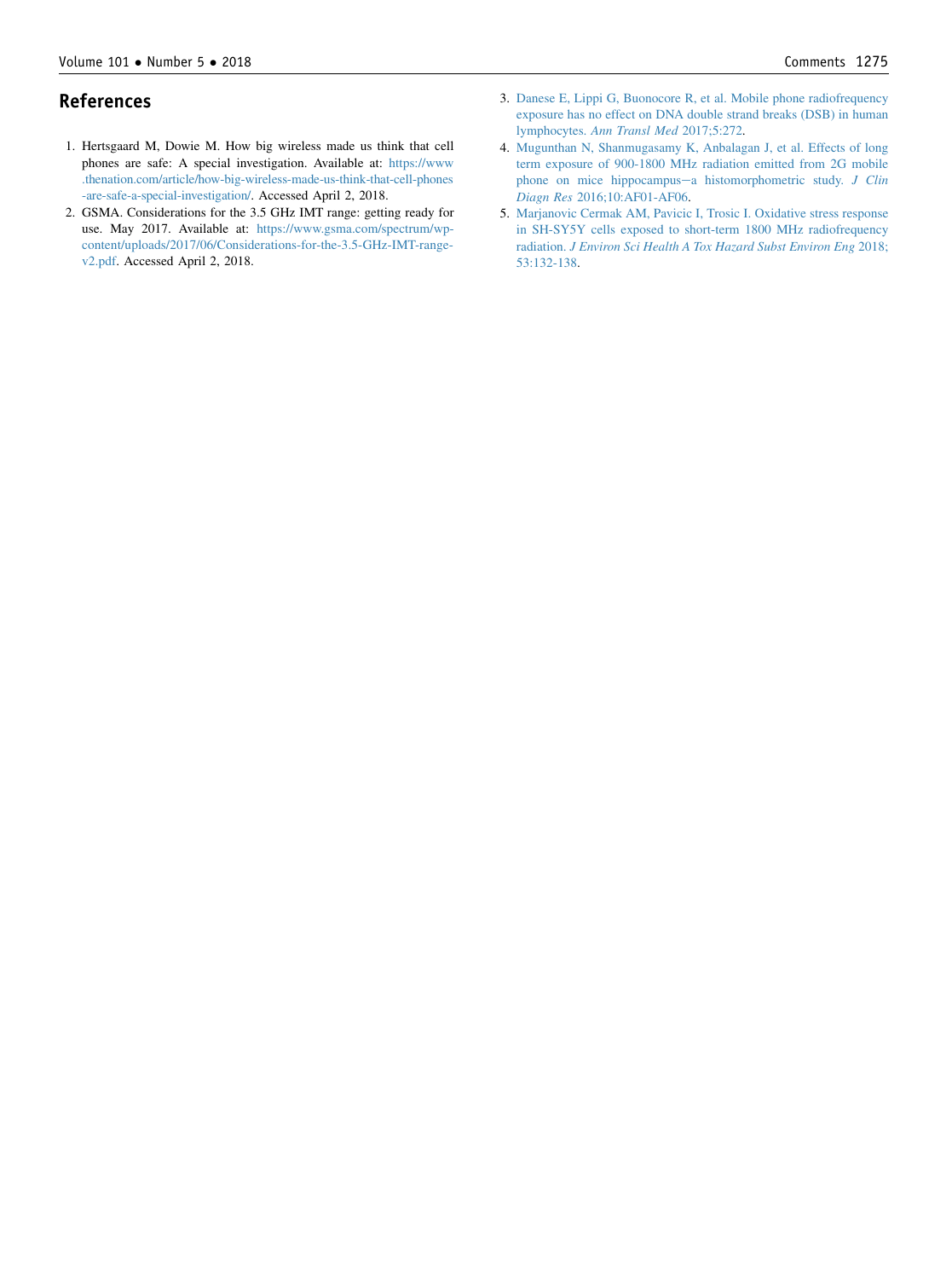## References

1. Hertsgaard M, Dowie M. How big wireless made us think that cell phones are safe: A special investigation. Available at: https://www.thenation.com/article/how-big-wireless-made-us-think-that-cell-phones-are-safe-a-special-investigation/. Accessed April 2, 2018.
2. GSMA. Considerations for the 3.5 GHz IMT range: getting ready for use. May 2017. Available at: https://www.gsma.com/spectrum/wp-content/uploads/2017/06/Considerations-for-the-3.5-GHz-IMT-range-v2.pdf. Accessed April 2, 2018.
3. Danese E, Lippi G, Buonocore R, et al. Mobile phone radiofrequency exposure has no effect on DNA double strand breaks (DSB) in human lymphocytes. *Ann Transl Med* 2017;5:272.
4. Mugunthan N, Shanmugasamy K, Anbalagan J, et al. Effects of long term exposure of 900-1800 MHz radiation emitted from 2G mobile phone on mice hippocampus—a histomorphometric study. *J Clin Diagn Res* 2016;10:AF01-AF06.
5. Marjanovic Cermak AM, Pavicic I, Trosic I. Oxidative stress response in SH-SY5Y cells exposed to short-term 1800 MHz radiofrequency radiation. *J Environ Sci Health A Tox Hazard Subst Environ Eng* 2018;53:132-138.